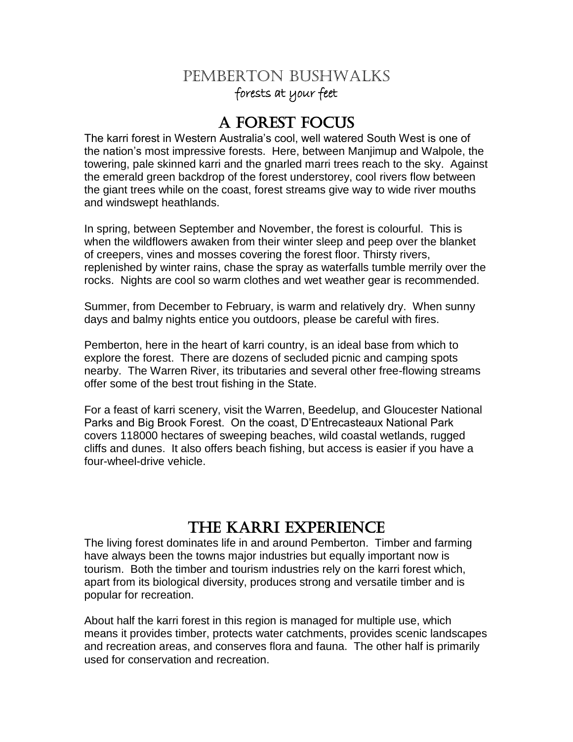# Pemberton Bushwalks

forests at your feet

## A Forest Focus

The karri forest in Western Australia's cool, well watered South West is one of the nation's most impressive forests. Here, between Manjimup and Walpole, the towering, pale skinned karri and the gnarled marri trees reach to the sky. Against the emerald green backdrop of the forest understorey, cool rivers flow between the giant trees while on the coast, forest streams give way to wide river mouths and windswept heathlands.

In spring, between September and November, the forest is colourful. This is when the wildflowers awaken from their winter sleep and peep over the blanket of creepers, vines and mosses covering the forest floor. Thirsty rivers, replenished by winter rains, chase the spray as waterfalls tumble merrily over the rocks. Nights are cool so warm clothes and wet weather gear is recommended.

Summer, from December to February, is warm and relatively dry. When sunny days and balmy nights entice you outdoors, please be careful with fires.

Pemberton, here in the heart of karri country, is an ideal base from which to explore the forest. There are dozens of secluded picnic and camping spots nearby. The Warren River, its tributaries and several other free-flowing streams offer some of the best trout fishing in the State.

For a feast of karri scenery, visit the Warren, Beedelup, and Gloucester National Parks and Big Brook Forest. On the coast, D'Entrecasteaux National Park covers 118000 hectares of sweeping beaches, wild coastal wetlands, rugged cliffs and dunes. It also offers beach fishing, but access is easier if you have a four-wheel-drive vehicle.

## The Karri Experience

The living forest dominates life in and around Pemberton. Timber and farming have always been the towns major industries but equally important now is tourism. Both the timber and tourism industries rely on the karri forest which, apart from its biological diversity, produces strong and versatile timber and is popular for recreation.

About half the karri forest in this region is managed for multiple use, which means it provides timber, protects water catchments, provides scenic landscapes and recreation areas, and conserves flora and fauna. The other half is primarily used for conservation and recreation.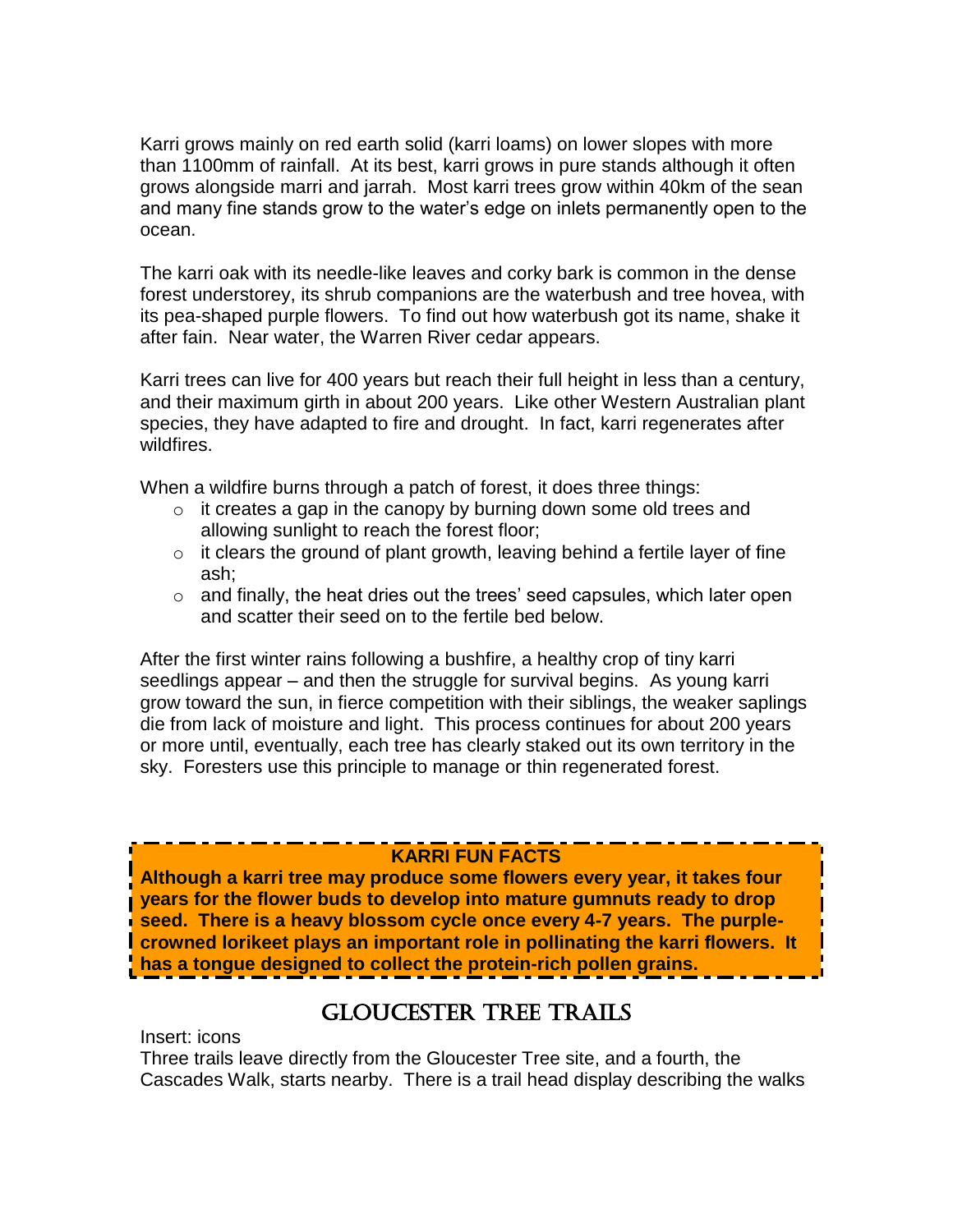Karri grows mainly on red earth solid (karri loams) on lower slopes with more than 1100mm of rainfall. At its best, karri grows in pure stands although it often grows alongside marri and jarrah. Most karri trees grow within 40km of the sean and many fine stands grow to the water's edge on inlets permanently open to the ocean.

The karri oak with its needle-like leaves and corky bark is common in the dense forest understorey, its shrub companions are the waterbush and tree hovea, with its pea-shaped purple flowers. To find out how waterbush got its name, shake it after fain. Near water, the Warren River cedar appears.

Karri trees can live for 400 years but reach their full height in less than a century, and their maximum girth in about 200 years. Like other Western Australian plant species, they have adapted to fire and drought. In fact, karri regenerates after wildfires.

When a wildfire burns through a patch of forest, it does three things:

- it creates a gap in the canopy by burning down some old trees and allowing sunlight to reach the forest floor;
- it clears the ground of plant growth, leaving behind a fertile layer of fine ash;
- and finally, the heat dries out the trees' seed capsules, which later open and scatter their seed on to the fertile bed below.

After the first winter rains following a bushfire, a healthy crop of tiny karri seedlings appear – and then the struggle for survival begins. As young karri grow toward the sun, in fierce competition with their siblings, the weaker saplings die from lack of moisture and light. This process continues for about 200 years or more until, eventually, each tree has clearly staked out its own territory in the sky. Foresters use this principle to manage or thin regenerated forest.

**KARRI FUN FACTS**

**Although a karri tree may produce some flowers every year, it takes four years for the flower buds to develop into mature gumnuts ready to drop seed. There is a heavy blossom cycle once every 4-7 years. The purple-crowned lorikeet plays an important role in pollinating the karri flowers. It has a tongue designed to collect the protein-rich pollen grains.**

## Gloucester Tree Trails

Insert: icons

Three trails leave directly from the Gloucester Tree site, and a fourth, the Cascades Walk, starts nearby. There is a trail head display describing the walks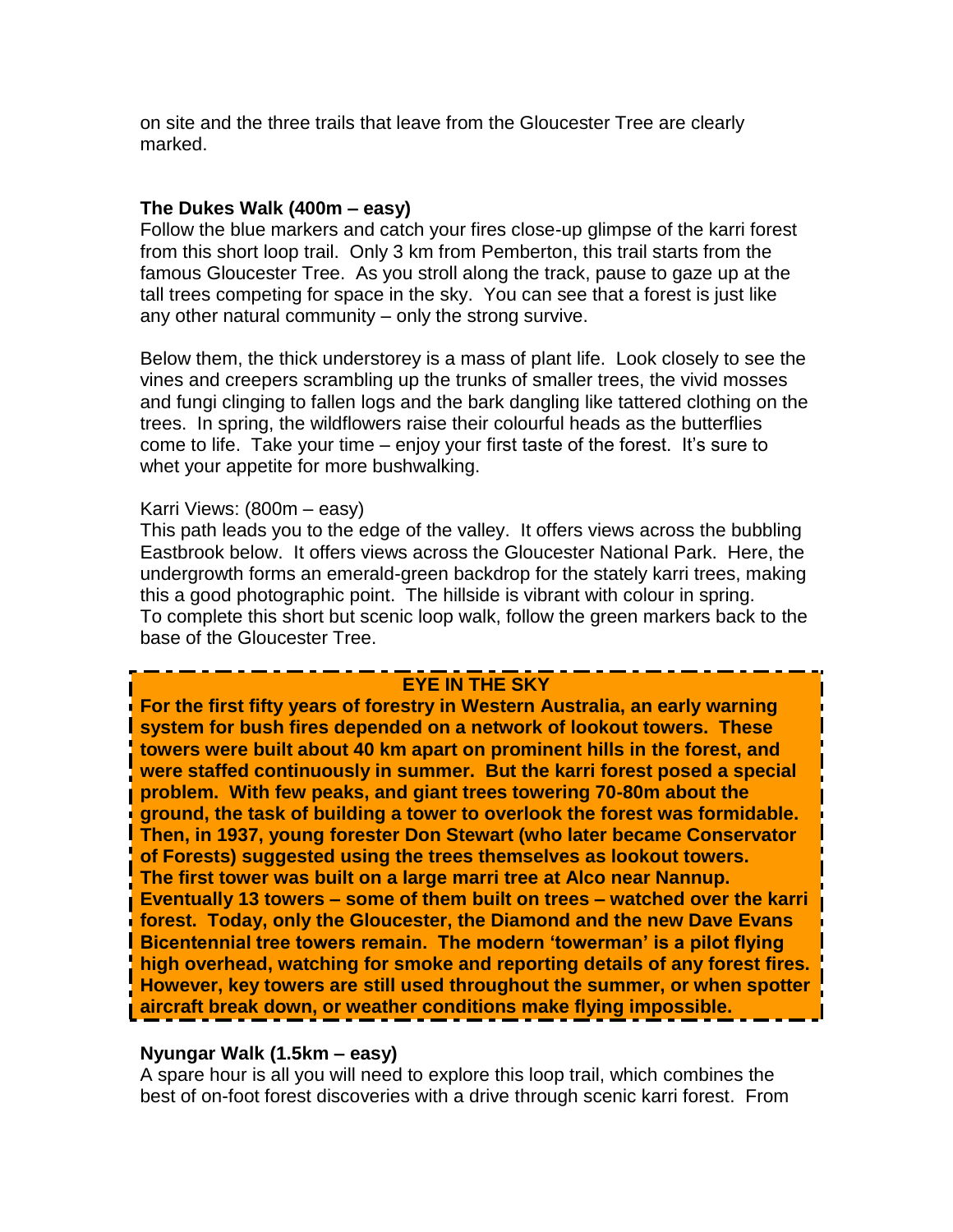on site and the three trails that leave from the Gloucester Tree are clearly marked.

**The Dukes Walk (400m – easy)**

Follow the blue markers and catch your fires close-up glimpse of the karri forest from this short loop trail. Only 3 km from Pemberton, this trail starts from the famous Gloucester Tree. As you stroll along the track, pause to gaze up at the tall trees competing for space in the sky. You can see that a forest is just like any other natural community – only the strong survive.

Below them, the thick understorey is a mass of plant life. Look closely to see the vines and creepers scrambling up the trunks of smaller trees, the vivid mosses and fungi clinging to fallen logs and the bark dangling like tattered clothing on the trees. In spring, the wildflowers raise their colourful heads as the butterflies come to life. Take your time – enjoy your first taste of the forest. It's sure to whet your appetite for more bushwalking.

Karri Views: (800m – easy)

This path leads you to the edge of the valley. It offers views across the bubbling Eastbrook below. It offers views across the Gloucester National Park. Here, the undergrowth forms an emerald-green backdrop for the stately karri trees, making this a good photographic point. The hillside is vibrant with colour in spring. To complete this short but scenic loop walk, follow the green markers back to the base of the Gloucester Tree.

**EYE IN THE SKY**

**For the first fifty years of forestry in Western Australia, an early warning system for bush fires depended on a network of lookout towers. These towers were built about 40 km apart on prominent hills in the forest, and were staffed continuously in summer. But the karri forest posed a special problem. With few peaks, and giant trees towering 70-80m about the ground, the task of building a tower to overlook the forest was formidable. Then, in 1937, young forester Don Stewart (who later became Conservator of Forests) suggested using the trees themselves as lookout towers. The first tower was built on a large marri tree at Alco near Nannup. Eventually 13 towers – some of them built on trees – watched over the karri forest. Today, only the Gloucester, the Diamond and the new Dave Evans Bicentennial tree towers remain. The modern 'towerman' is a pilot flying high overhead, watching for smoke and reporting details of any forest fires. However, key towers are still used throughout the summer, or when spotter aircraft break down, or weather conditions make flying impossible.**

**Nyungar Walk (1.5km – easy)**

A spare hour is all you will need to explore this loop trail, which combines the best of on-foot forest discoveries with a drive through scenic karri forest. From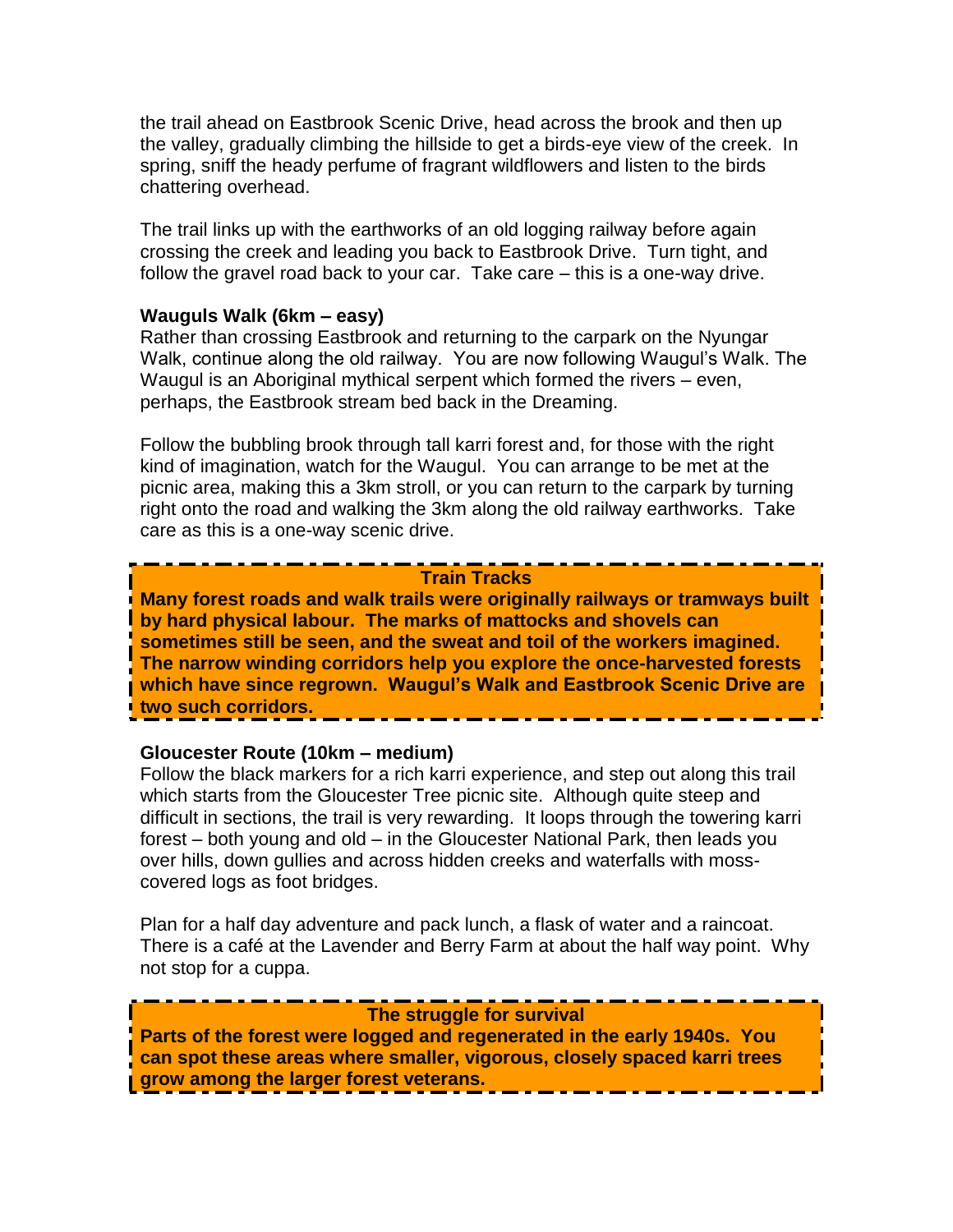the trail ahead on Eastbrook Scenic Drive, head across the brook and then up the valley, gradually climbing the hillside to get a birds-eye view of the creek. In spring, sniff the heady perfume of fragrant wildflowers and listen to the birds chattering overhead.

The trail links up with the earthworks of an old logging railway before again crossing the creek and leading you back to Eastbrook Drive. Turn tight, and follow the gravel road back to your car. Take care – this is a one-way drive.

**Waugul's Walk (6km – easy)**

Rather than crossing Eastbrook and returning to the carpark on the Nyungar Walk, continue along the old railway. You are now following Waugul's Walk. The Waugul is an Aboriginal mythical serpent which formed the rivers – even, perhaps, the Eastbrook stream bed back in the Dreaming.

Follow the bubbling brook through tall karri forest and, for those with the right kind of imagination, watch for the Waugul. You can arrange to be met at the picnic area, making this a 3km stroll, or you can return to the carpark by turning right onto the road and walking the 3km along the old railway earthworks. Take care as this is a one-way scenic drive.

**Train Tracks**

**Many forest roads and walk trails were originally railways or tramways built by hard physical labour. The marks of mattocks and shovels can sometimes still be seen, and the sweat and toil of the workers imagined. The narrow winding corridors help you explore the once-harvested forests which have since regrown. Waugul's Walk and Eastbrook Scenic Drive are two such corridors.**

**Gloucester Route (10km – medium)**

Follow the black markers for a rich karri experience, and step out along this trail which starts from the Gloucester Tree picnic site. Although quite steep and difficult in sections, the trail is very rewarding. It loops through the towering karri forest – both young and old – in the Gloucester National Park, then leads you over hills, down gullies and across hidden creeks and waterfalls with moss-covered logs as foot bridges.

Plan for a half day adventure and pack lunch, a flask of water and a raincoat. There is a café at the Lavender and Berry Farm at about the half way point. Why not stop for a cuppa.

**The struggle for survival**

**Parts of the forest were logged and regenerated in the early 1940s. You can spot these areas where smaller, vigorous, closely spaced karri trees grow among the larger forest veterans.**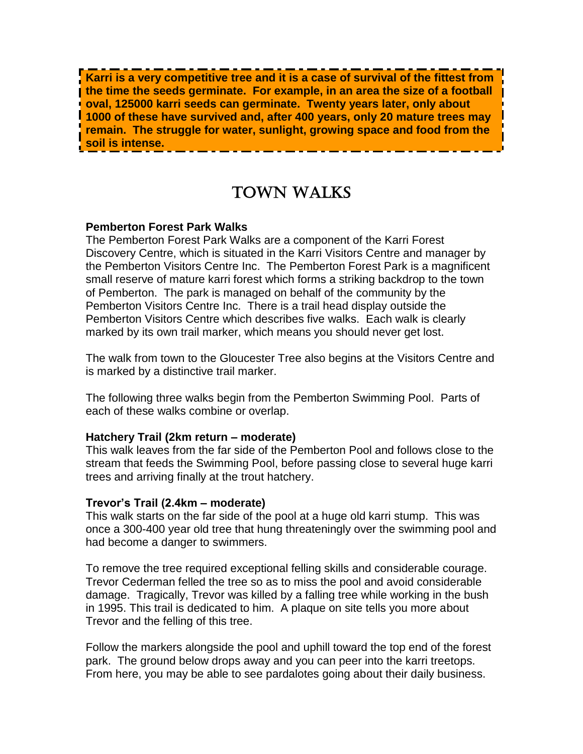**Karri is a very competitive tree and it is a case of survival of the fittest from the time the seeds germinate. For example, in an area the size of a football oval, 125000 karri seeds can germinate. Twenty years later, only about 1000 of these have survived and, after 400 years, only 20 mature trees may remain. The struggle for water, sunlight, growing space and food from the soil is intense.**

# TOWN WALKS

**Pemberton Forest Park Walks**

The Pemberton Forest Park Walks are a component of the Karri Forest Discovery Centre, which is situated in the Karri Visitors Centre and manager by the Pemberton Visitors Centre Inc. The Pemberton Forest Park is a magnificent small reserve of mature karri forest which forms a striking backdrop to the town of Pemberton. The park is managed on behalf of the community by the Pemberton Visitors Centre Inc. There is a trail head display outside the Pemberton Visitors Centre which describes five walks. Each walk is clearly marked by its own trail marker, which means you should never get lost.

The walk from town to the Gloucester Tree also begins at the Visitors Centre and is marked by a distinctive trail marker.

The following three walks begin from the Pemberton Swimming Pool. Parts of each of these walks combine or overlap.

**Hatchery Trail (2km return – moderate)**

This walk leaves from the far side of the Pemberton Pool and follows close to the stream that feeds the Swimming Pool, before passing close to several huge karri trees and arriving finally at the trout hatchery.

**Trevor's Trail (2.4km – moderate)**

This walk starts on the far side of the pool at a huge old karri stump. This was once a 300-400 year old tree that hung threateningly over the swimming pool and had become a danger to swimmers.

To remove the tree required exceptional felling skills and considerable courage. Trevor Cederman felled the tree so as to miss the pool and avoid considerable damage. Tragically, Trevor was killed by a falling tree while working in the bush in 1995. This trail is dedicated to him. A plaque on site tells you more about Trevor and the felling of this tree.

Follow the markers alongside the pool and uphill toward the top end of the forest park. The ground below drops away and you can peer into the karri treetops. From here, you may be able to see pardalotes going about their daily business.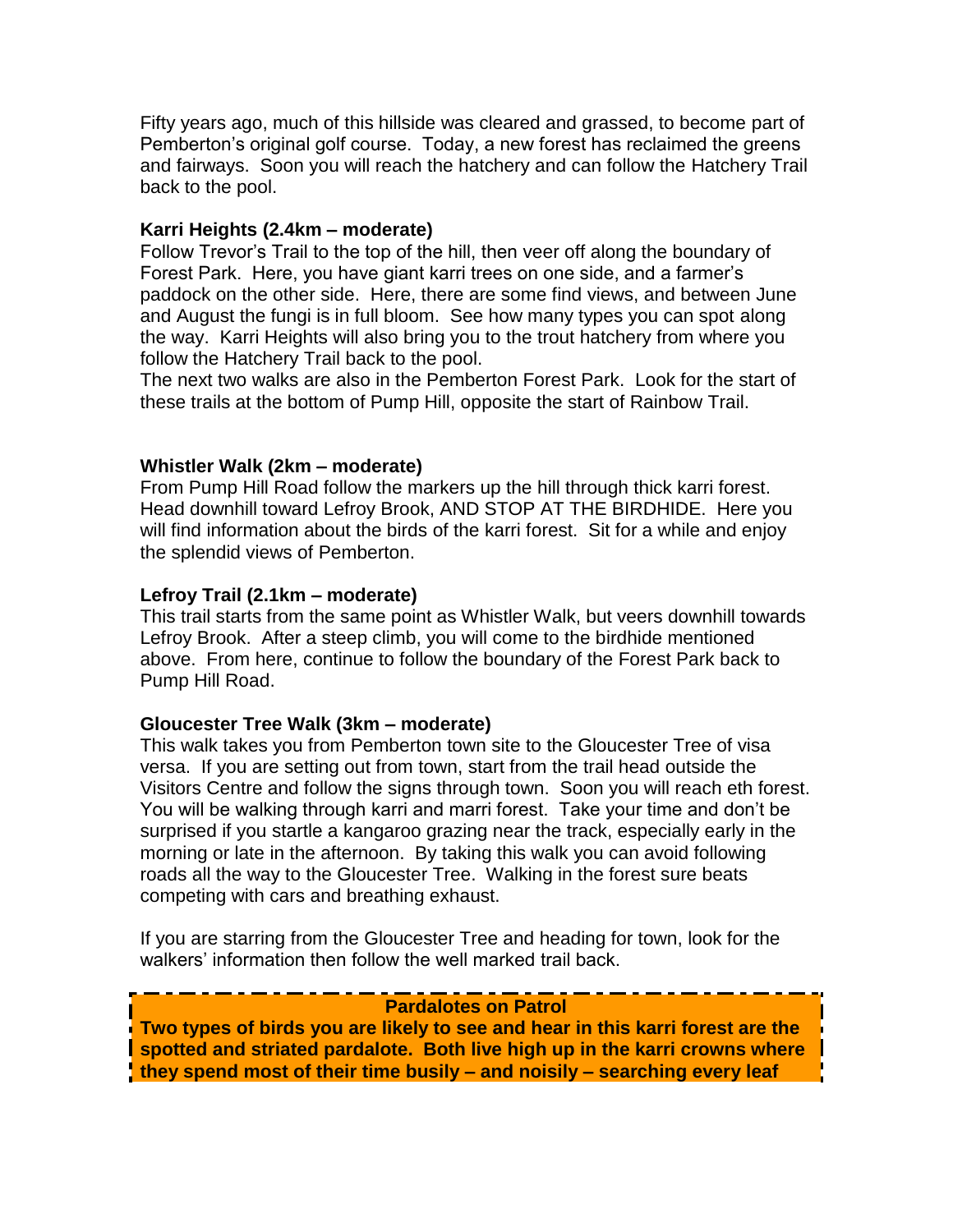Fifty years ago, much of this hillside was cleared and grassed, to become part of Pemberton's original golf course. Today, a new forest has reclaimed the greens and fairways. Soon you will reach the hatchery and can follow the Hatchery Trail back to the pool.

**Karri Heights (2.4km – moderate)**

Follow Trevor's Trail to the top of the hill, then veer off along the boundary of Forest Park. Here, you have giant karri trees on one side, and a farmer's paddock on the other side. Here, there are some find views, and between June and August the fungi is in full bloom. See how many types you can spot along the way. Karri Heights will also bring you to the trout hatchery from where you follow the Hatchery Trail back to the pool.

The next two walks are also in the Pemberton Forest Park. Look for the start of these trails at the bottom of Pump Hill, opposite the start of Rainbow Trail.

**Whistler Walk (2km – moderate)**

From Pump Hill Road follow the markers up the hill through thick karri forest. Head downhill toward Lefroy Brook, AND STOP AT THE BIRDHIDE. Here you will find information about the birds of the karri forest. Sit for a while and enjoy the splendid views of Pemberton.

**Lefroy Trail (2.1km – moderate)**

This trail starts from the same point as Whistler Walk, but veers downhill towards Lefroy Brook. After a steep climb, you will come to the birdhide mentioned above. From here, continue to follow the boundary of the Forest Park back to Pump Hill Road.

**Gloucester Tree Walk (3km – moderate)**

This walk takes you from Pemberton town site to the Gloucester Tree of visa versa. If you are setting out from town, start from the trail head outside the Visitors Centre and follow the signs through town. Soon you will reach eth forest. You will be walking through karri and marri forest. Take your time and don't be surprised if you startle a kangaroo grazing near the track, especially early in the morning or late in the afternoon. By taking this walk you can avoid following roads all the way to the Gloucester Tree. Walking in the forest sure beats competing with cars and breathing exhaust.

If you are starring from the Gloucester Tree and heading for town, look for the walkers' information then follow the well marked trail back.

**Pardalotes on Patrol**

**Two types of birds you are likely to see and hear in this karri forest are the spotted and striated pardalote. Both live high up in the karri crowns where they spend most of their time busily – and noisily – searching every leaf**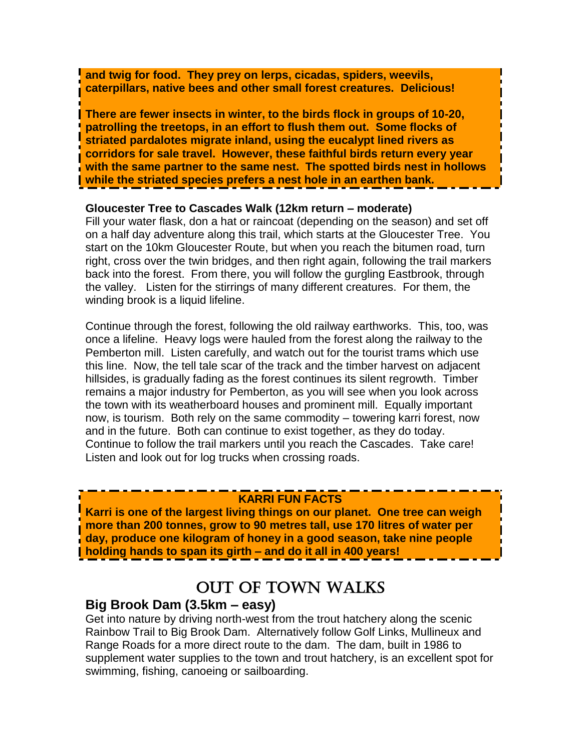**and twig for food. They prey on lerps, cicadas, spiders, weevils, caterpillars, native bees and other small forest creatures. Delicious!**

**There are fewer insects in winter, to the birds flock in groups of 10-20, patrolling the treetops, in an effort to flush them out. Some flocks of striated pardalotes migrate inland, using the eucalypt lined rivers as corridors for sale travel. However, these faithful birds return every year with the same partner to the same nest. The spotted birds nest in hollows while the striated species prefers a nest hole in an earthen bank.**

**Gloucester Tree to Cascades Walk (12km return – moderate)**

Fill your water flask, don a hat or raincoat (depending on the season) and set off on a half day adventure along this trail, which starts at the Gloucester Tree. You start on the 10km Gloucester Route, but when you reach the bitumen road, turn right, cross over the twin bridges, and then right again, following the trail markers back into the forest. From there, you will follow the gurgling Eastbrook, through the valley. Listen for the stirrings of many different creatures. For them, the winding brook is a liquid lifeline.

Continue through the forest, following the old railway earthworks. This, too, was once a lifeline. Heavy logs were hauled from the forest along the railway to the Pemberton mill. Listen carefully, and watch out for the tourist trams which use this line. Now, the tell tale scar of the track and the timber harvest on adjacent hillsides, is gradually fading as the forest continues its silent regrowth. Timber remains a major industry for Pemberton, as you will see when you look across the town with its weatherboard houses and prominent mill. Equally important now, is tourism. Both rely on the same commodity – towering karri forest, now and in the future. Both can continue to exist together, as they do today. Continue to follow the trail markers until you reach the Cascades. Take care! Listen and look out for log trucks when crossing roads.

**KARRI FUN FACTS**

**Karri is one of the largest living things on our planet. One tree can weigh more than 200 tonnes, grow to 90 metres tall, use 170 litres of water per day, produce one kilogram of honey in a good season, take nine people holding hands to span its girth – and do it all in 400 years!**

# OUT OF TOWN WALKS

## Big Brook Dam (3.5km – easy)

Get into nature by driving north-west from the trout hatchery along the scenic Rainbow Trail to Big Brook Dam. Alternatively follow Golf Links, Mullineux and Range Roads for a more direct route to the dam. The dam, built in 1986 to supplement water supplies to the town and trout hatchery, is an excellent spot for swimming, fishing, canoeing or sailboarding.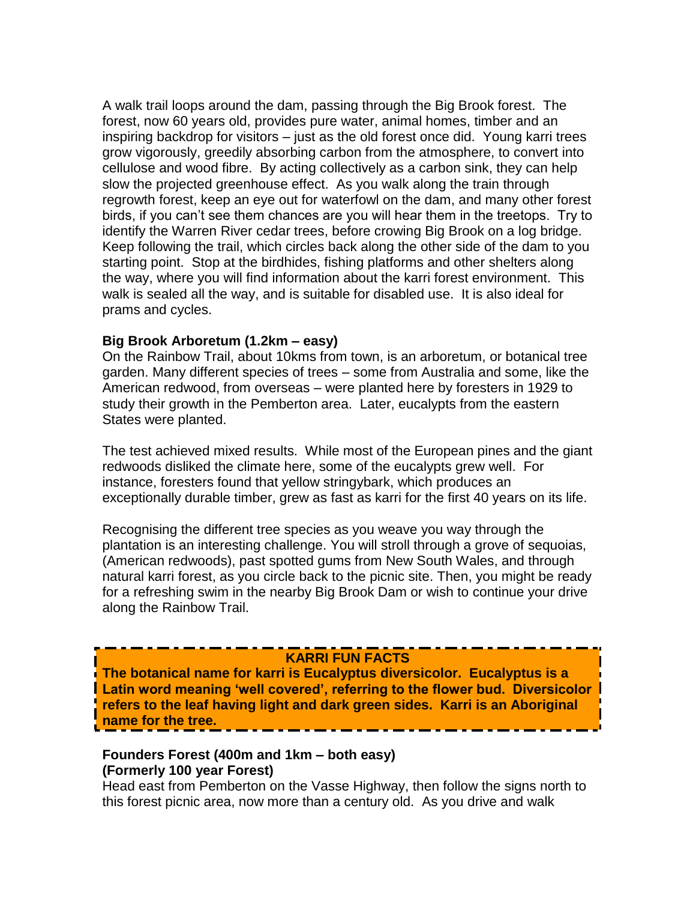A walk trail loops around the dam, passing through the Big Brook forest. The forest, now 60 years old, provides pure water, animal homes, timber and an inspiring backdrop for visitors – just as the old forest once did. Young karri trees grow vigorously, greedily absorbing carbon from the atmosphere, to convert into cellulose and wood fibre. By acting collectively as a carbon sink, they can help slow the projected greenhouse effect. As you walk along the train through regrowth forest, keep an eye out for waterfowl on the dam, and many other forest birds, if you can't see them chances are you will hear them in the treetops. Try to identify the Warren River cedar trees, before crowing Big Brook on a log bridge. Keep following the trail, which circles back along the other side of the dam to you starting point. Stop at the birdhides, fishing platforms and other shelters along the way, where you will find information about the karri forest environment. This walk is sealed all the way, and is suitable for disabled use. It is also ideal for prams and cycles.

**Big Brook Arboretum (1.2km – easy)**

On the Rainbow Trail, about 10kms from town, is an arboretum, or botanical tree garden. Many different species of trees – some from Australia and some, like the American redwood, from overseas – were planted here by foresters in 1929 to study their growth in the Pemberton area. Later, eucalypts from the eastern States were planted.

The test achieved mixed results. While most of the European pines and the giant redwoods disliked the climate here, some of the eucalypts grew well. For instance, foresters found that yellow stringybark, which produces an exceptionally durable timber, grew as fast as karri for the first 40 years on its life.

Recognising the different tree species as you weave you way through the plantation is an interesting challenge. You will stroll through a grove of sequoias, (American redwoods), past spotted gums from New South Wales, and through natural karri forest, as you circle back to the picnic site. Then, you might be ready for a refreshing swim in the nearby Big Brook Dam or wish to continue your drive along the Rainbow Trail.

**KARRI FUN FACTS**

**The botanical name for karri is Eucalyptus diversicolor. Eucalyptus is a Latin word meaning 'well covered', referring to the flower bud. Diversicolor refers to the leaf having light and dark green sides. Karri is an Aboriginal name for the tree.**

**Founders Forest (400m and 1km – both easy)**
**(Formerly 100 year Forest)**

Head east from Pemberton on the Vasse Highway, then follow the signs north to this forest picnic area, now more than a century old. As you drive and walk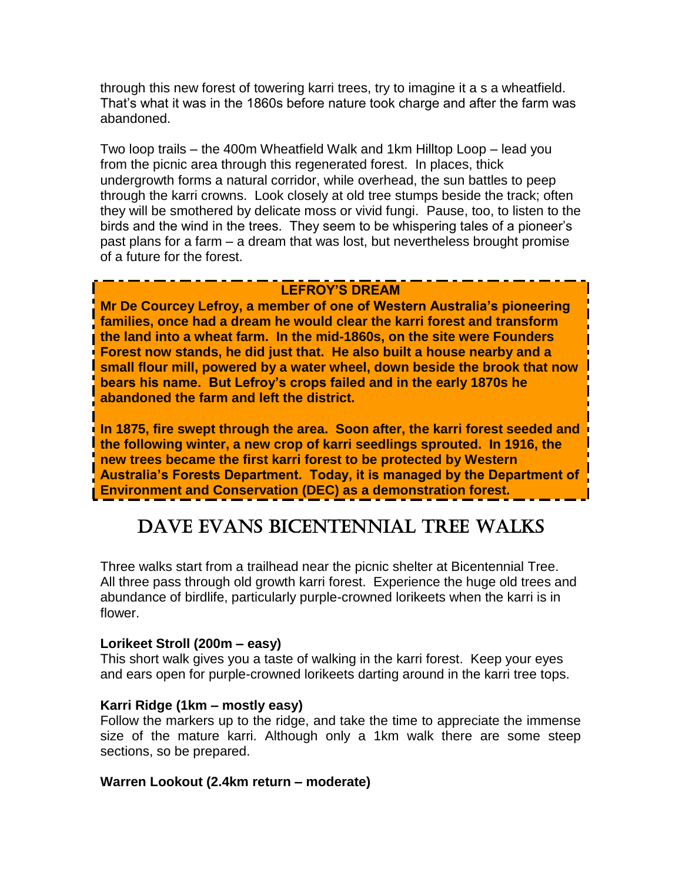through this new forest of towering karri trees, try to imagine it a s a wheatfield. That's what it was in the 1860s before nature took charge and after the farm was abandoned.

Two loop trails – the 400m Wheatfield Walk and 1km Hilltop Loop – lead you from the picnic area through this regenerated forest. In places, thick undergrowth forms a natural corridor, while overhead, the sun battles to peep through the karri crowns. Look closely at old tree stumps beside the track; often they will be smothered by delicate moss or vivid fungi. Pause, too, to listen to the birds and the wind in the trees. They seem to be whispering tales of a pioneer's past plans for a farm – a dream that was lost, but nevertheless brought promise of a future for the forest.

**LEFROY'S DREAM**

**Mr De Courcey Lefroy, a member of one of Western Australia's pioneering families, once had a dream he would clear the karri forest and transform the land into a wheat farm. In the mid-1860s, on the site were Founders Forest now stands, he did just that. He also built a house nearby and a small flour mill, powered by a water wheel, down beside the brook that now bears his name. But Lefroy's crops failed and in the early 1870s he abandoned the farm and left the district.**

**In 1875, fire swept through the area. Soon after, the karri forest seeded and the following winter, a new crop of karri seedlings sprouted. In 1916, the new trees became the first karri forest to be protected by Western Australia's Forests Department. Today, it is managed by the Department of Environment and Conservation (DEC) as a demonstration forest.**

# Dave Evans Bicentennial Tree Walks

Three walks start from a trailhead near the picnic shelter at Bicentennial Tree. All three pass through old growth karri forest. Experience the huge old trees and abundance of birdlife, particularly purple-crowned lorikeets when the karri is in flower.

**Lorikeet Stroll (200m – easy)**
This short walk gives you a taste of walking in the karri forest. Keep your eyes and ears open for purple-crowned lorikeets darting around in the karri tree tops.

**Karri Ridge (1km – mostly easy)**
Follow the markers up to the ridge, and take the time to appreciate the immense size of the mature karri. Although only a 1km walk there are some steep sections, so be prepared.

**Warren Lookout (2.4km return – moderate)**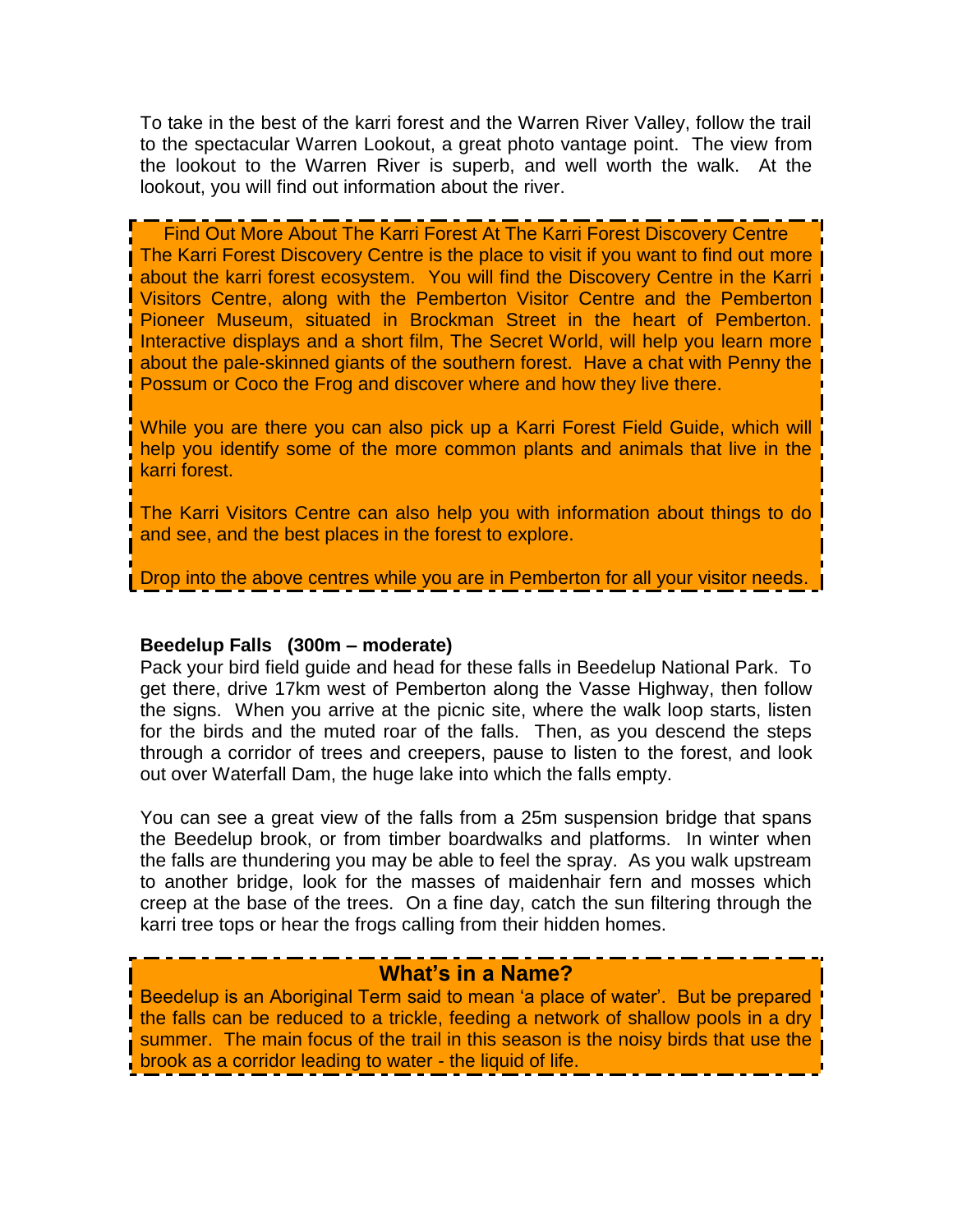To take in the best of the karri forest and the Warren River Valley, follow the trail to the spectacular Warren Lookout, a great photo vantage point. The view from the lookout to the Warren River is superb, and well worth the walk. At the lookout, you will find out information about the river.

Find Out More About The Karri Forest At The Karri Forest Discovery Centre

The Karri Forest Discovery Centre is the place to visit if you want to find out more about the karri forest ecosystem. You will find the Discovery Centre in the Karri Visitors Centre, along with the Pemberton Visitor Centre and the Pemberton Pioneer Museum, situated in Brockman Street in the heart of Pemberton. Interactive displays and a short film, The Secret World, will help you learn more about the pale-skinned giants of the southern forest. Have a chat with Penny the Possum or Coco the Frog and discover where and how they live there.

While you are there you can also pick up a Karri Forest Field Guide, which will help you identify some of the more common plants and animals that live in the karri forest.

The Karri Visitors Centre can also help you with information about things to do and see, and the best places in the forest to explore.

Drop into the above centres while you are in Pemberton for all your visitor needs.

**Beedelup Falls (300m – moderate)**

Pack your bird field guide and head for these falls in Beedelup National Park. To get there, drive 17km west of Pemberton along the Vasse Highway, then follow the signs. When you arrive at the picnic site, where the walk loop starts, listen for the birds and the muted roar of the falls. Then, as you descend the steps through a corridor of trees and creepers, pause to listen to the forest, and look out over Waterfall Dam, the huge lake into which the falls empty.

You can see a great view of the falls from a 25m suspension bridge that spans the Beedelup brook, or from timber boardwalks and platforms. In winter when the falls are thundering you may be able to feel the spray. As you walk upstream to another bridge, look for the masses of maidenhair fern and mosses which creep at the base of the trees. On a fine day, catch the sun filtering through the karri tree tops or hear the frogs calling from their hidden homes.

**What's in a Name?**

Beedelup is an Aboriginal Term said to mean 'a place of water'. But be prepared the falls can be reduced to a trickle, feeding a network of shallow pools in a dry summer. The main focus of the trail in this season is the noisy birds that use the brook as a corridor leading to water - the liquid of life.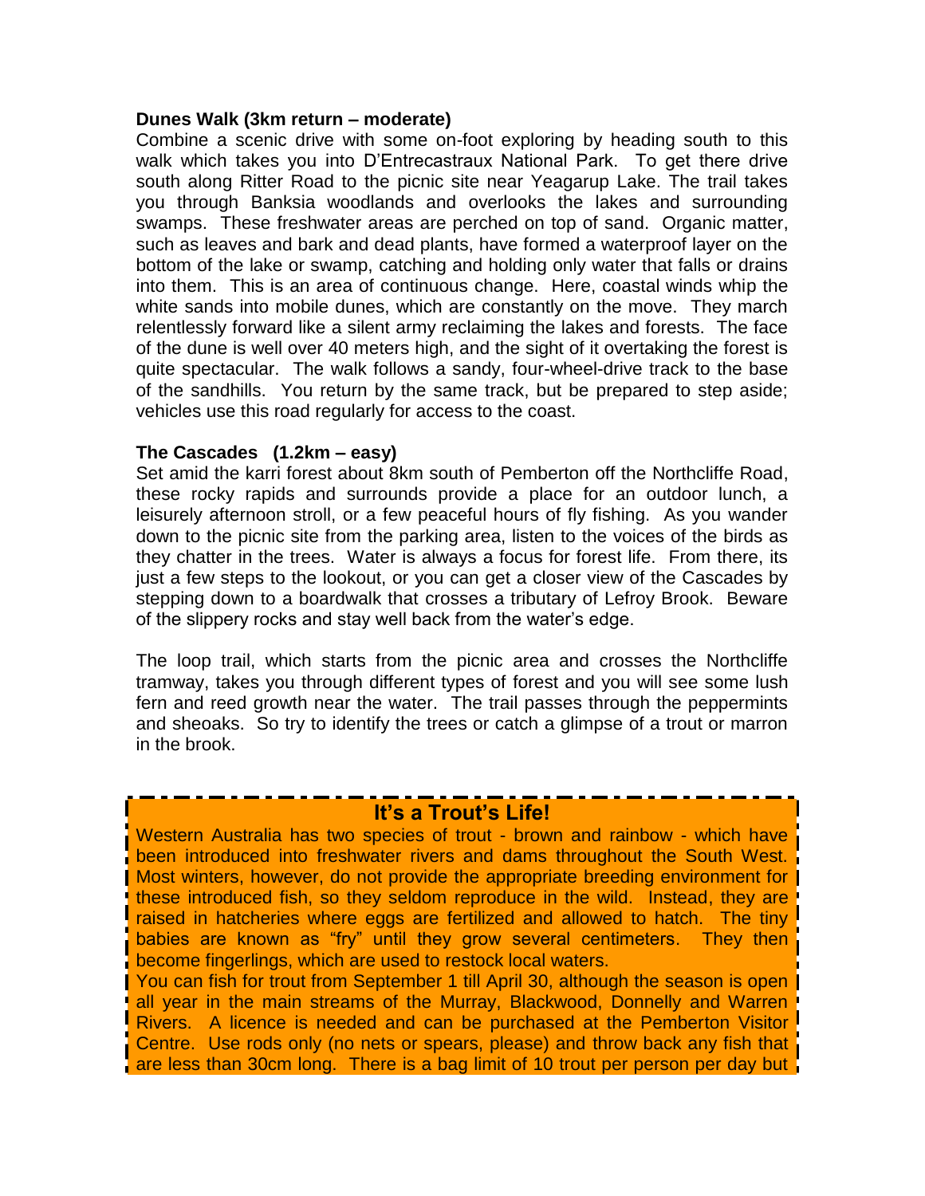**Dunes Walk (3km return – moderate)**

Combine a scenic drive with some on-foot exploring by heading south to this walk which takes you into D'Entrecasteaux National Park. To get there drive south along Ritter Road to the picnic site near Yeagarup Lake. The trail takes you through Banksia woodlands and overlooks the lakes and surrounding swamps. These freshwater areas are perched on top of sand. Organic matter, such as leaves and bark and dead plants, have formed a waterproof layer on the bottom of the lake or swamp, catching and holding only water that falls or drains into them. This is an area of continuous change. Here, coastal winds whip the white sands into mobile dunes, which are constantly on the move. They march relentlessly forward like a silent army reclaiming the lakes and forests. The face of the dune is well over 40 meters high, and the sight of it overtaking the forest is quite spectacular. The walk follows a sandy, four-wheel-drive track to the base of the sandhills. You return by the same track, but be prepared to step aside; vehicles use this road regularly for access to the coast.

**The Cascades (1.2km – easy)**

Set amid the karri forest about 8km south of Pemberton off the Northcliffe Road, these rocky rapids and surrounds provide a place for an outdoor lunch, a leisurely afternoon stroll, or a few peaceful hours of fly fishing. As you wander down to the picnic site from the parking area, listen to the voices of the birds as they chatter in the trees. Water is always a focus for forest life. From there, its just a few steps to the lookout, or you can get a closer view of the Cascades by stepping down to a boardwalk that crosses a tributary of Lefroy Brook. Beware of the slippery rocks and stay well back from the water's edge.

The loop trail, which starts from the picnic area and crosses the Northcliffe tramway, takes you through different types of forest and you will see some lush fern and reed growth near the water. The trail passes through the peppermints and sheoaks. So try to identify the trees or catch a glimpse of a trout or marron in the brook.

**It's a Trout's Life!**

Western Australia has two species of trout - brown and rainbow - which have been introduced into freshwater rivers and dams throughout the South West. Most winters, however, do not provide the appropriate breeding environment for these introduced fish, so they seldom reproduce in the wild. Instead, they are raised in hatcheries where eggs are fertilized and allowed to hatch. The tiny babies are known as "fry" until they grow several centimeters. They then become fingerlings, which are used to restock local waters.

You can fish for trout from September 1 till April 30, although the season is open all year in the main streams of the Murray, Blackwood, Donnelly and Warren Rivers. A licence is needed and can be purchased at the Pemberton Visitor Centre. Use rods only (no nets or spears, please) and throw back any fish that are less than 30cm long. There is a bag limit of 10 trout per person per day but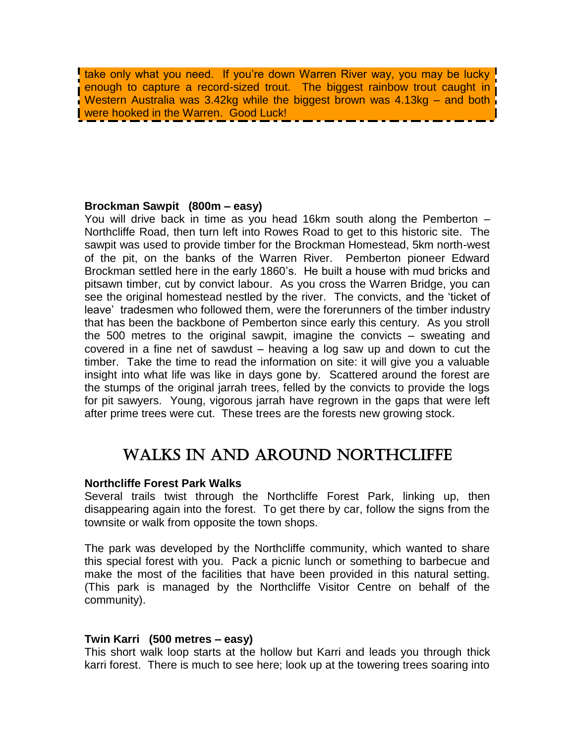take only what you need. If you're down Warren River way, you may be lucky enough to capture a record-sized trout. The biggest rainbow trout caught in Western Australia was 3.42kg while the biggest brown was 4.13kg – and both were hooked in the Warren. Good Luck!

**Brockman Sawpit (800m – easy)**

You will drive back in time as you head 16km south along the Pemberton – Northcliffe Road, then turn left into Rowes Road to get to this historic site. The sawpit was used to provide timber for the Brockman Homestead, 5km north-west of the pit, on the banks of the Warren River. Pemberton pioneer Edward Brockman settled here in the early 1860's. He built a house with mud bricks and pitsawn timber, cut by convict labour. As you cross the Warren Bridge, you can see the original homestead nestled by the river. The convicts, and the 'ticket of leave' tradesmen who followed them, were the forerunners of the timber industry that has been the backbone of Pemberton since early this century. As you stroll the 500 metres to the original sawpit, imagine the convicts – sweating and covered in a fine net of sawdust – heaving a log saw up and down to cut the timber. Take the time to read the information on site: it will give you a valuable insight into what life was like in days gone by. Scattered around the forest are the stumps of the original jarrah trees, felled by the convicts to provide the logs for pit sawyers. Young, vigorous jarrah have regrown in the gaps that were left after prime trees were cut. These trees are the forests new growing stock.

## Walks in and around Northcliffe

**Northcliffe Forest Park Walks**

Several trails twist through the Northcliffe Forest Park, linking up, then disappearing again into the forest. To get there by car, follow the signs from the townsite or walk from opposite the town shops.

The park was developed by the Northcliffe community, which wanted to share this special forest with you. Pack a picnic lunch or something to barbecue and make the most of the facilities that have been provided in this natural setting. (This park is managed by the Northcliffe Visitor Centre on behalf of the community).

**Twin Karri (500 metres – easy)**

This short walk loop starts at the hollow but Karri and leads you through thick karri forest. There is much to see here; look up at the towering trees soaring into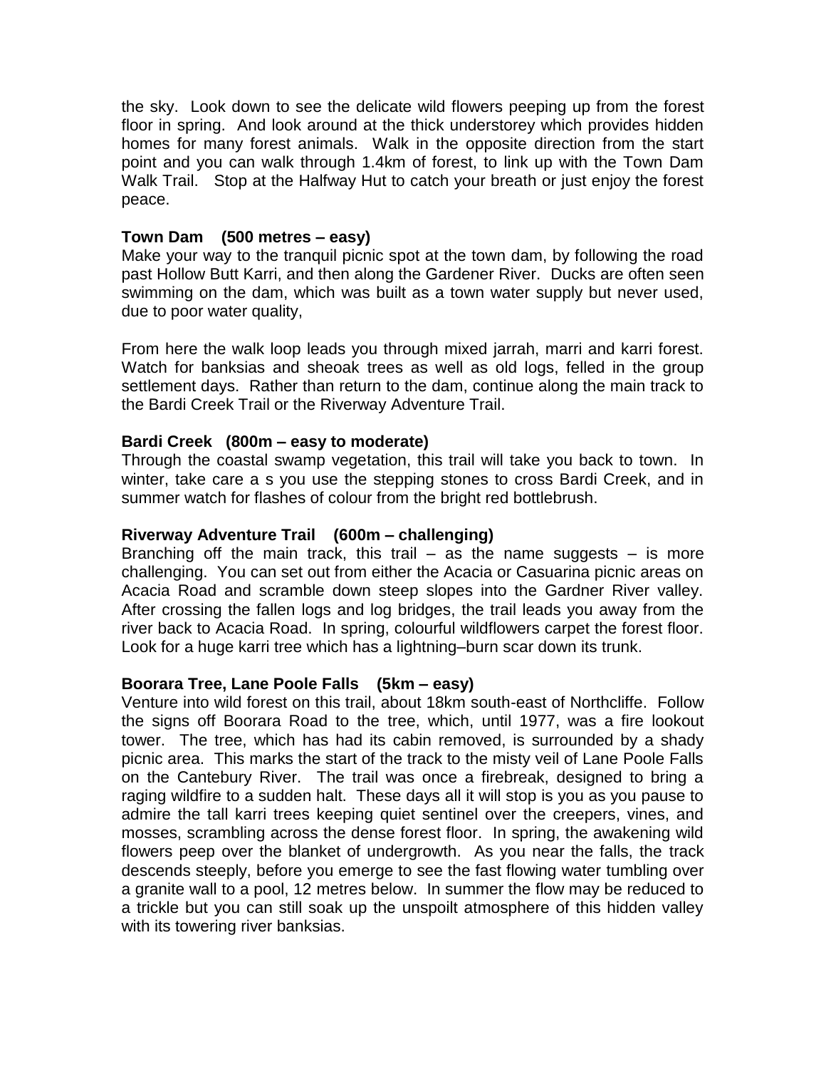the sky. Look down to see the delicate wild flowers peeping up from the forest floor in spring. And look around at the thick understorey which provides hidden homes for many forest animals. Walk in the opposite direction from the start point and you can walk through 1.4km of forest, to link up with the Town Dam Walk Trail. Stop at the Halfway Hut to catch your breath or just enjoy the forest peace.

**Town Dam (500 metres – easy)**
Make your way to the tranquil picnic spot at the town dam, by following the road past Hollow Butt Karri, and then along the Gardener River. Ducks are often seen swimming on the dam, which was built as a town water supply but never used, due to poor water quality,

From here the walk loop leads you through mixed jarrah, marri and karri forest. Watch for banksias and sheoak trees as well as old logs, felled in the group settlement days. Rather than return to the dam, continue along the main track to the Bardi Creek Trail or the Riverway Adventure Trail.

**Bardi Creek (800m – easy to moderate)**
Through the coastal swamp vegetation, this trail will take you back to town. In winter, take care a s you use the stepping stones to cross Bardi Creek, and in summer watch for flashes of colour from the bright red bottlebrush.

**Riverway Adventure Trail (600m – challenging)**
Branching off the main track, this trail – as the name suggests – is more challenging. You can set out from either the Acacia or Casuarina picnic areas on Acacia Road and scramble down steep slopes into the Gardner River valley. After crossing the fallen logs and log bridges, the trail leads you away from the river back to Acacia Road. In spring, colourful wildflowers carpet the forest floor. Look for a huge karri tree which has a lightning–burn scar down its trunk.

**Boorara Tree, Lane Poole Falls (5km – easy)**
Venture into wild forest on this trail, about 18km south-east of Northcliffe. Follow the signs off Boorara Road to the tree, which, until 1977, was a fire lookout tower. The tree, which has had its cabin removed, is surrounded by a shady picnic area. This marks the start of the track to the misty veil of Lane Poole Falls on the Cantebury River. The trail was once a firebreak, designed to bring a raging wildfire to a sudden halt. These days all it will stop is you as you pause to admire the tall karri trees keeping quiet sentinel over the creepers, vines, and mosses, scrambling across the dense forest floor. In spring, the awakening wild flowers peep over the blanket of undergrowth. As you near the falls, the track descends steeply, before you emerge to see the fast flowing water tumbling over a granite wall to a pool, 12 metres below. In summer the flow may be reduced to a trickle but you can still soak up the unspoilt atmosphere of this hidden valley with its towering river banksias.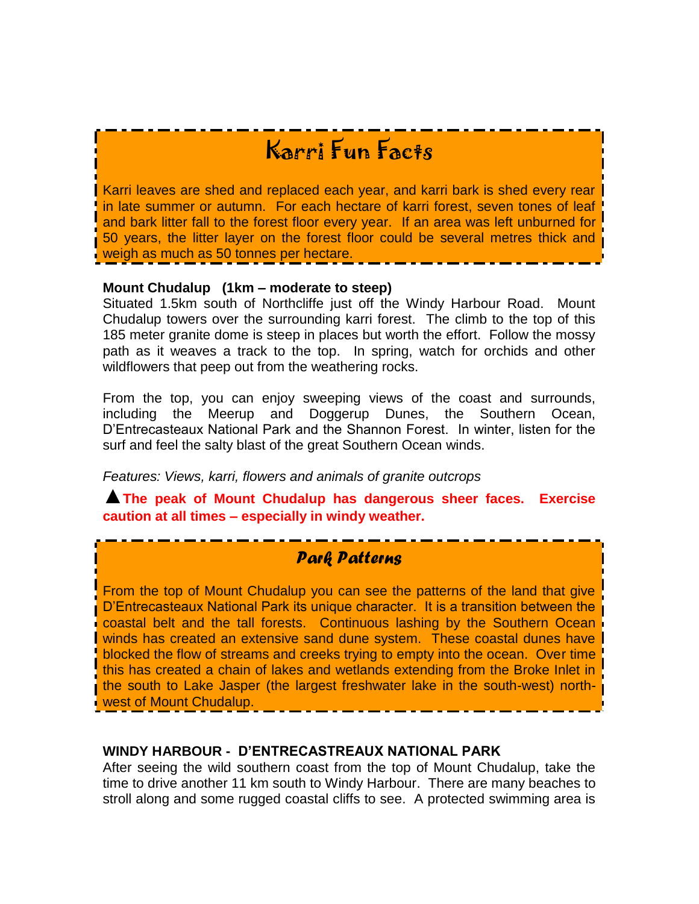## Karri Fun Facts

Karri leaves are shed and replaced each year, and karri bark is shed every rear in late summer or autumn. For each hectare of karri forest, seven tones of leaf and bark litter fall to the forest floor every year. If an area was left unburned for 50 years, the litter layer on the forest floor could be several metres thick and weigh as much as 50 tonnes per hectare.

**Mount Chudalup (1km – moderate to steep)**

Situated 1.5km south of Northcliffe just off the Windy Harbour Road. Mount Chudalup towers over the surrounding karri forest. The climb to the top of this 185 meter granite dome is steep in places but worth the effort. Follow the mossy path as it weaves a track to the top. In spring, watch for orchids and other wildflowers that peep out from the weathering rocks.

From the top, you can enjoy sweeping views of the coast and surrounds, including the Meerup and Doggerup Dunes, the Southern Ocean, D'Entrecasteaux National Park and the Shannon Forest. In winter, listen for the surf and feel the salty blast of the great Southern Ocean winds.

*Features: Views, karri, flowers and animals of granite outcrops*

**▲ The peak of Mount Chudalup has dangerous sheer faces. Exercise caution at all times – especially in windy weather.**

## Park Patterns

From the top of Mount Chudalup you can see the patterns of the land that give D'Entrecasteaux National Park its unique character. It is a transition between the coastal belt and the tall forests. Continuous lashing by the Southern Ocean winds has created an extensive sand dune system. These coastal dunes have blocked the flow of streams and creeks trying to empty into the ocean. Over time this has created a chain of lakes and wetlands extending from the Broke Inlet in the south to Lake Jasper (the largest freshwater lake in the south-west) north-west of Mount Chudalup.

**WINDY HARBOUR - D'ENTRECASTREAUX NATIONAL PARK**

After seeing the wild southern coast from the top of Mount Chudalup, take the time to drive another 11 km south to Windy Harbour. There are many beaches to stroll along and some rugged coastal cliffs to see. A protected swimming area is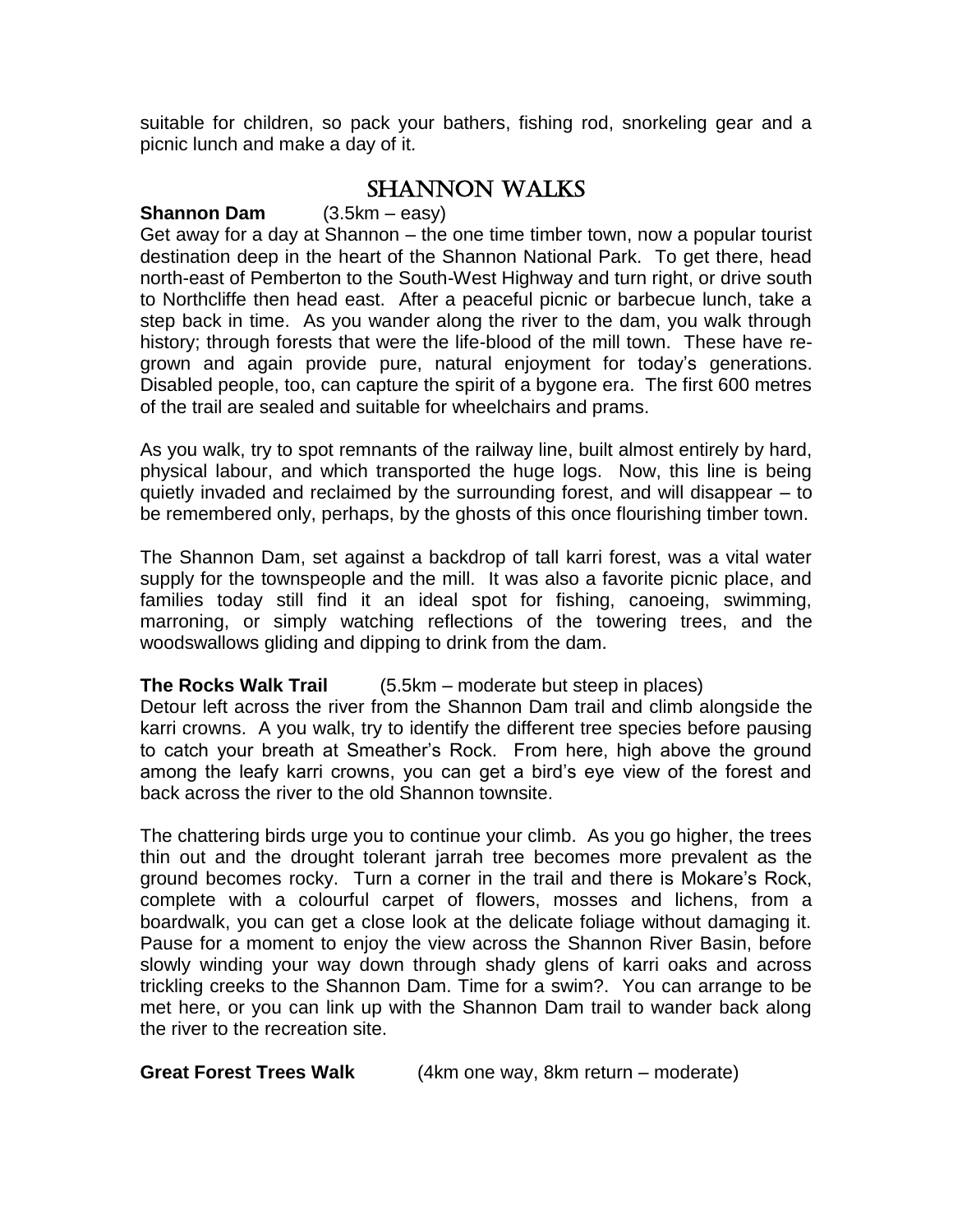suitable for children, so pack your bathers, fishing rod, snorkeling gear and a picnic lunch and make a day of it.

## SHANNON WALKS

**Shannon Dam** (3.5km – easy)

Get away for a day at Shannon – the one time timber town, now a popular tourist destination deep in the heart of the Shannon National Park. To get there, head north-east of Pemberton to the South-West Highway and turn right, or drive south to Northcliffe then head east. After a peaceful picnic or barbecue lunch, take a step back in time. As you wander along the river to the dam, you walk through history; through forests that were the life-blood of the mill town. These have re-grown and again provide pure, natural enjoyment for today's generations. Disabled people, too, can capture the spirit of a bygone era. The first 600 metres of the trail are sealed and suitable for wheelchairs and prams.

As you walk, try to spot remnants of the railway line, built almost entirely by hard, physical labour, and which transported the huge logs. Now, this line is being quietly invaded and reclaimed by the surrounding forest, and will disappear – to be remembered only, perhaps, by the ghosts of this once flourishing timber town.

The Shannon Dam, set against a backdrop of tall karri forest, was a vital water supply for the townspeople and the mill. It was also a favorite picnic place, and families today still find it an ideal spot for fishing, canoeing, swimming, marroning, or simply watching reflections of the towering trees, and the woodswallows gliding and dipping to drink from the dam.

**The Rocks Walk Trail** (5.5km – moderate but steep in places)

Detour left across the river from the Shannon Dam trail and climb alongside the karri crowns. A you walk, try to identify the different tree species before pausing to catch your breath at Smeather's Rock. From here, high above the ground among the leafy karri crowns, you can get a bird's eye view of the forest and back across the river to the old Shannon townsite.

The chattering birds urge you to continue your climb. As you go higher, the trees thin out and the drought tolerant jarrah tree becomes more prevalent as the ground becomes rocky. Turn a corner in the trail and there is Mokare's Rock, complete with a colourful carpet of flowers, mosses and lichens, from a boardwalk, you can get a close look at the delicate foliage without damaging it. Pause for a moment to enjoy the view across the Shannon River Basin, before slowly winding your way down through shady glens of karri oaks and across trickling creeks to the Shannon Dam. Time for a swim?. You can arrange to be met here, or you can link up with the Shannon Dam trail to wander back along the river to the recreation site.

**Great Forest Trees Walk** (4km one way, 8km return – moderate)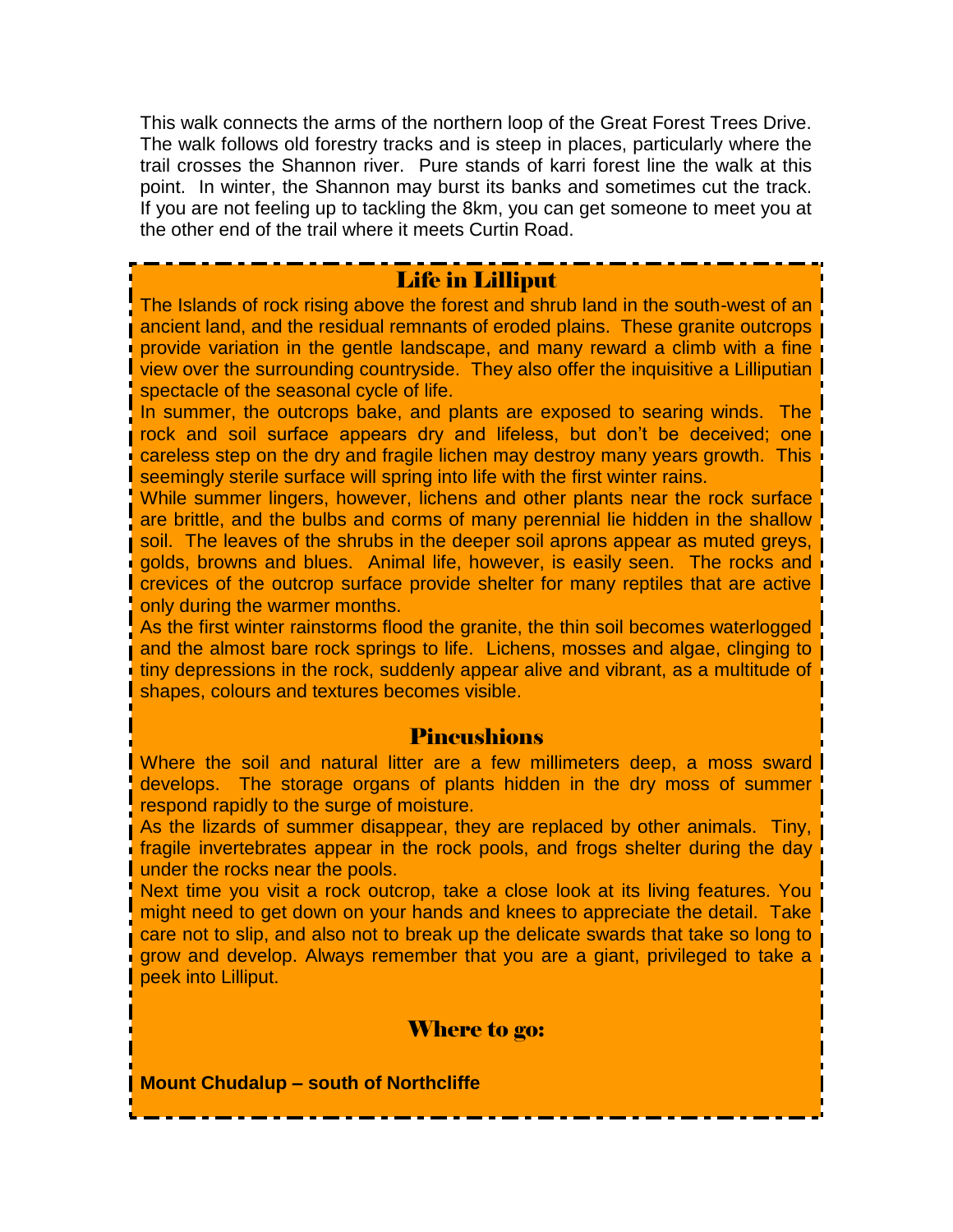This walk connects the arms of the northern loop of the Great Forest Trees Drive. The walk follows old forestry tracks and is steep in places, particularly where the trail crosses the Shannon river. Pure stands of karri forest line the walk at this point. In winter, the Shannon may burst its banks and sometimes cut the track. If you are not feeling up to tackling the 8km, you can get someone to meet you at the other end of the trail where it meets Curtin Road.

## Life in Lilliput

The Islands of rock rising above the forest and shrub land in the south-west of an ancient land, and the residual remnants of eroded plains. These granite outcrops provide variation in the gentle landscape, and many reward a climb with a fine view over the surrounding countryside. They also offer the inquisitive a Lilliputian spectacle of the seasonal cycle of life.

In summer, the outcrops bake, and plants are exposed to searing winds. The rock and soil surface appears dry and lifeless, but don't be deceived; one careless step on the dry and fragile lichen may destroy many years growth. This seemingly sterile surface will spring into life with the first winter rains.

While summer lingers, however, lichens and other plants near the rock surface are brittle, and the bulbs and corms of many perennial lie hidden in the shallow soil. The leaves of the shrubs in the deeper soil aprons appear as muted greys, golds, browns and blues. Animal life, however, is easily seen. The rocks and crevices of the outcrop surface provide shelter for many reptiles that are active only during the warmer months.

As the first winter rainstorms flood the granite, the thin soil becomes waterlogged and the almost bare rock springs to life. Lichens, mosses and algae, clinging to tiny depressions in the rock, suddenly appear alive and vibrant, as a multitude of shapes, colours and textures becomes visible.

## Pincushions

Where the soil and natural litter are a few millimeters deep, a moss sward develops. The storage organs of plants hidden in the dry moss of summer respond rapidly to the surge of moisture.

As the lizards of summer disappear, they are replaced by other animals. Tiny, fragile invertebrates appear in the rock pools, and frogs shelter during the day under the rocks near the pools.

Next time you visit a rock outcrop, take a close look at its living features. You might need to get down on your hands and knees to appreciate the detail. Take care not to slip, and also not to break up the delicate swards that take so long to grow and develop. Always remember that you are a giant, privileged to take a peek into Lilliput.

## Where to go:

**Mount Chudalup – south of Northcliffe**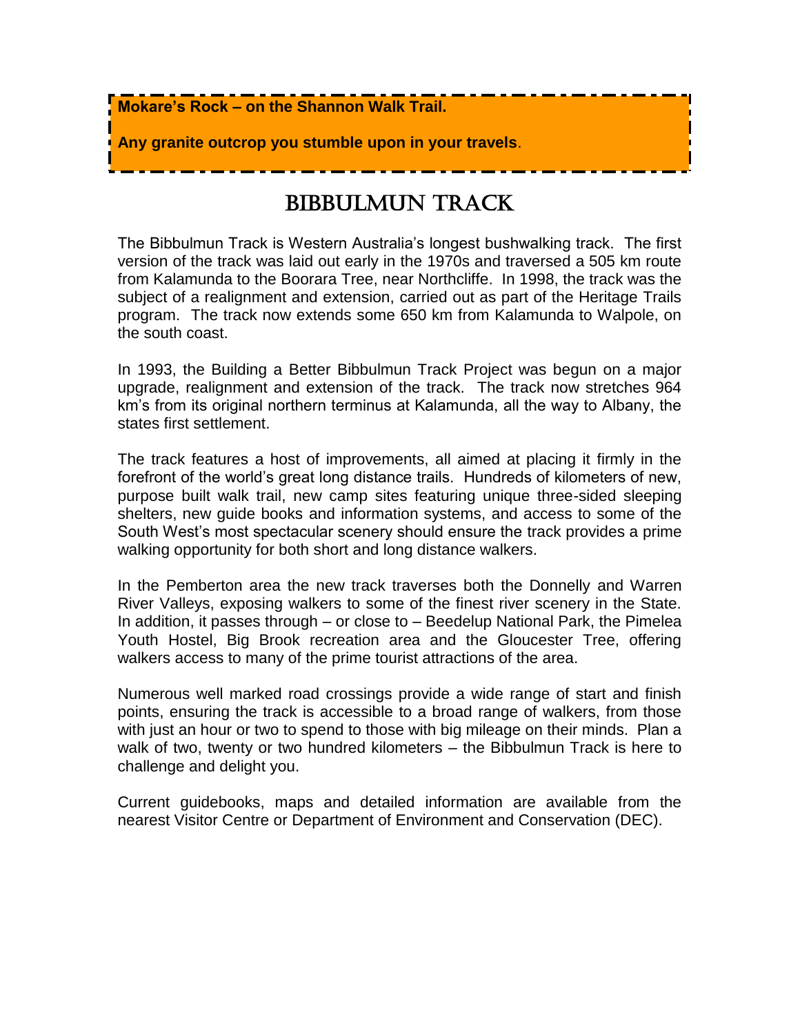**Mokare's Rock – on the Shannon Walk Trail.**

**Any granite outcrop you stumble upon in your travels**.

# BIBBULMUN TRACK

The Bibbulmun Track is Western Australia's longest bushwalking track. The first version of the track was laid out early in the 1970s and traversed a 505 km route from Kalamunda to the Boorara Tree, near Northcliffe. In 1998, the track was the subject of a realignment and extension, carried out as part of the Heritage Trails program. The track now extends some 650 km from Kalamunda to Walpole, on the south coast.

In 1993, the Building a Better Bibbulmun Track Project was begun on a major upgrade, realignment and extension of the track. The track now stretches 964 km's from its original northern terminus at Kalamunda, all the way to Albany, the states first settlement.

The track features a host of improvements, all aimed at placing it firmly in the forefront of the world's great long distance trails. Hundreds of kilometers of new, purpose built walk trail, new camp sites featuring unique three-sided sleeping shelters, new guide books and information systems, and access to some of the South West's most spectacular scenery should ensure the track provides a prime walking opportunity for both short and long distance walkers.

In the Pemberton area the new track traverses both the Donnelly and Warren River Valleys, exposing walkers to some of the finest river scenery in the State. In addition, it passes through – or close to – Beedelup National Park, the Pimelea Youth Hostel, Big Brook recreation area and the Gloucester Tree, offering walkers access to many of the prime tourist attractions of the area.

Numerous well marked road crossings provide a wide range of start and finish points, ensuring the track is accessible to a broad range of walkers, from those with just an hour or two to spend to those with big mileage on their minds. Plan a walk of two, twenty or two hundred kilometers – the Bibbulmun Track is here to challenge and delight you.

Current guidebooks, maps and detailed information are available from the nearest Visitor Centre or Department of Environment and Conservation (DEC).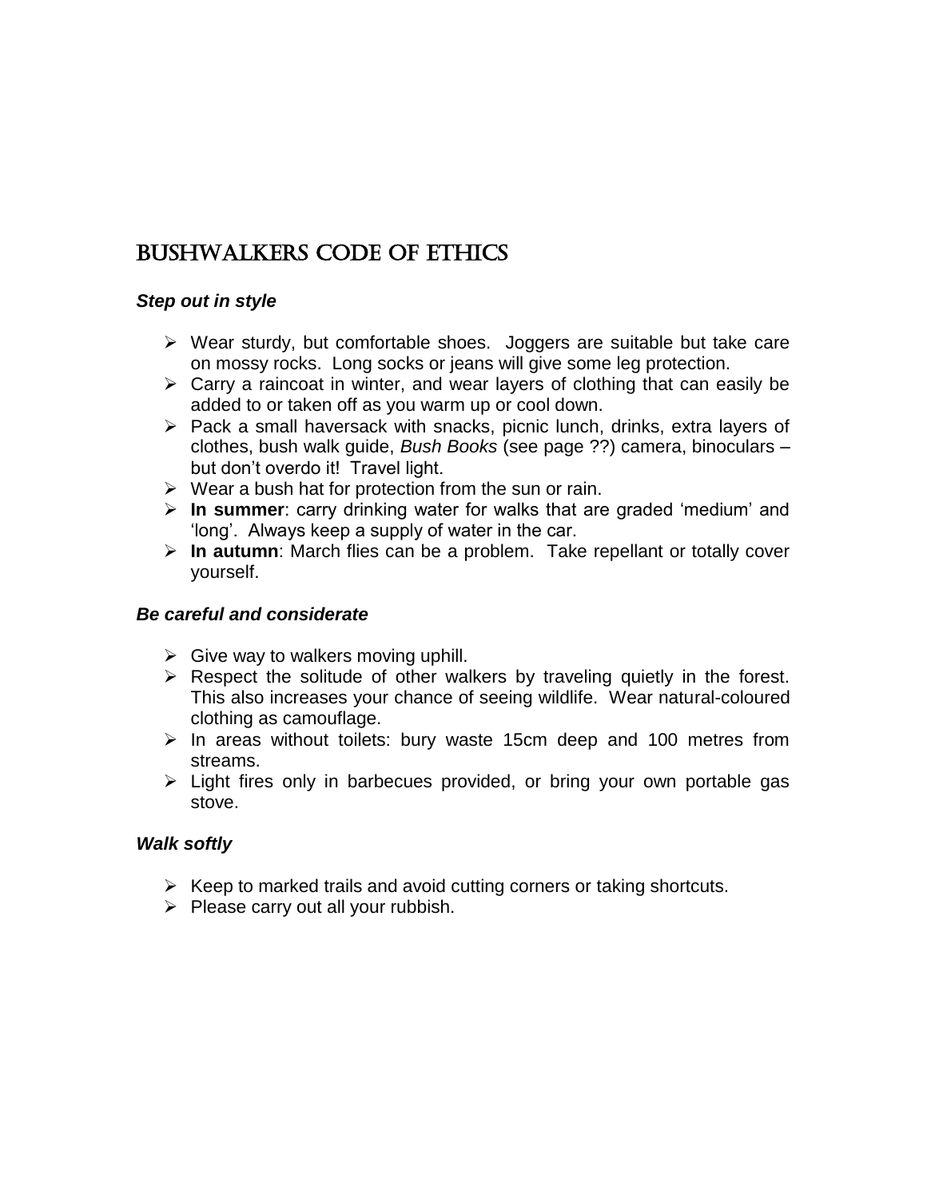# Bushwalkers Code of Ethics

***Step out in style***

- Wear sturdy, but comfortable shoes. Joggers are suitable but take care on mossy rocks. Long socks or jeans will give some leg protection.
- Carry a raincoat in winter, and wear layers of clothing that can easily be added to or taken off as you warm up or cool down.
- Pack a small haversack with snacks, picnic lunch, drinks, extra layers of clothes, bush walk guide, *Bush Books* (see page ??) camera, binoculars – but don't overdo it! Travel light.
- Wear a bush hat for protection from the sun or rain.
- **In summer**: carry drinking water for walks that are graded 'medium' and 'long'. Always keep a supply of water in the car.
- **In autumn**: March flies can be a problem. Take repellant or totally cover yourself.

***Be careful and considerate***

- Give way to walkers moving uphill.
- Respect the solitude of other walkers by traveling quietly in the forest. This also increases your chance of seeing wildlife. Wear natural-coloured clothing as camouflage.
- In areas without toilets: bury waste 15cm deep and 100 metres from streams.
- Light fires only in barbecues provided, or bring your own portable gas stove.

***Walk softly***

- Keep to marked trails and avoid cutting corners or taking shortcuts.
- Please carry out all your rubbish.